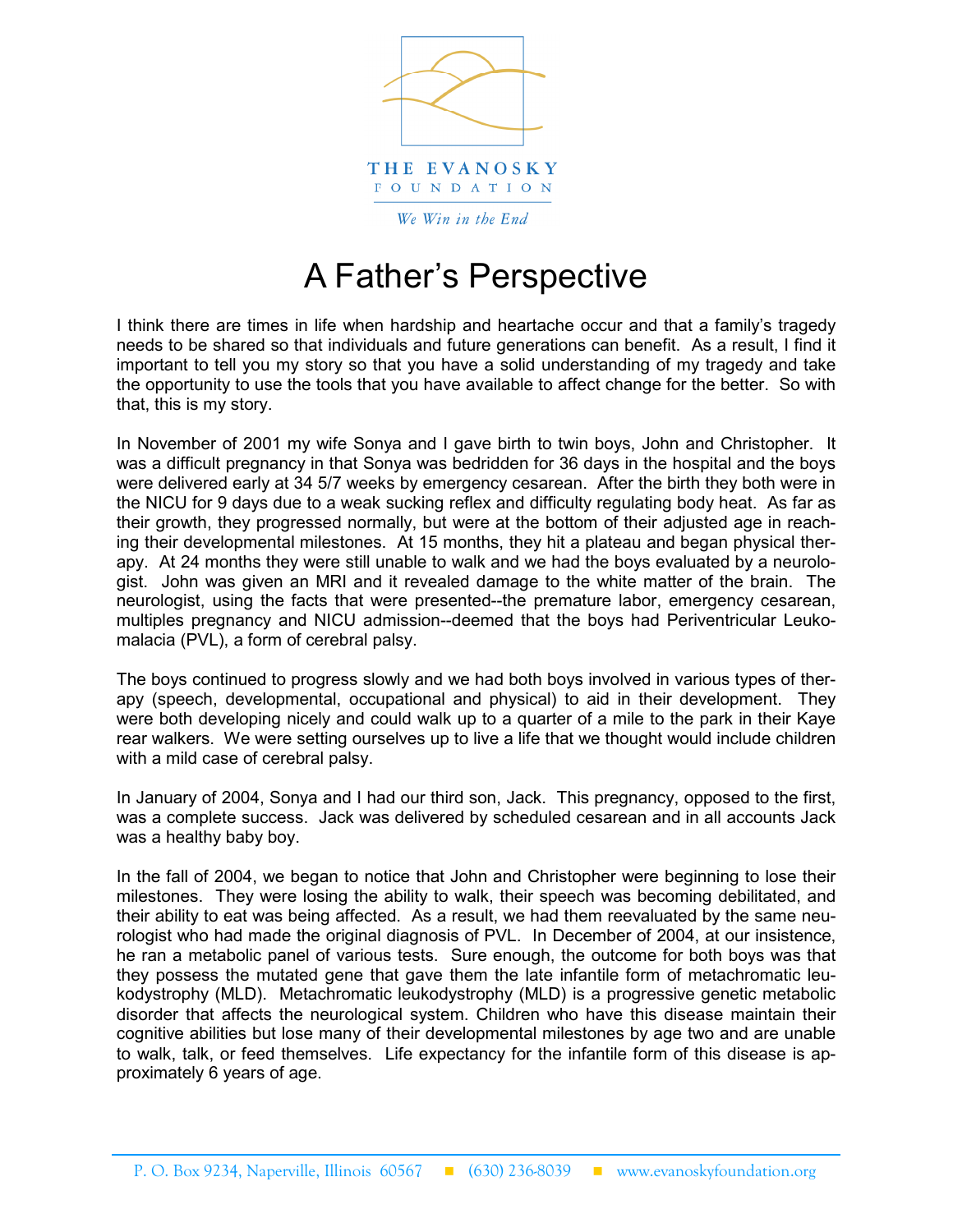THE EVANOSKY FOUNDATION

*We Win in the End*

# A Father's Perspective

I think there are times in life when hardship and heartache occur and that a family's tragedy needs to be shared so that individuals and future generations can benefit. As a result, I find it important to tell you my story so that you have a solid understanding of my tragedy and take the opportunity to use the tools that you have available to affect change for the better. So with that, this is my story.

In November of 2001 my wife Sonya and I gave birth to twin boys, John and Christopher. It was a difficult pregnancy in that Sonya was bedridden for 36 days in the hospital and the boys were delivered early at 34 5/7 weeks by emergency cesarean. After the birth they both were in the NICU for 9 days due to a weak sucking reflex and difficulty regulating body heat. As far as their growth, they progressed normally, but were at the bottom of their adjusted age in reaching their developmental milestones. At 15 months, they hit a plateau and began physical therapy. At 24 months they were still unable to walk and we had the boys evaluated by a neurologist. John was given an MRI and it revealed damage to the white matter of the brain. The neurologist, using the facts that were presented--the premature labor, emergency cesarean, multiples pregnancy and NICU admission--deemed that the boys had Periventricular Leukomalacia (PVL), a form of cerebral palsy.

The boys continued to progress slowly and we had both boys involved in various types of therapy (speech, developmental, occupational and physical) to aid in their development. They were both developing nicely and could walk up to a quarter of a mile to the park in their Kaye rear walkers. We were setting ourselves up to live a life that we thought would include children with a mild case of cerebral palsy.

In January of 2004, Sonya and I had our third son, Jack. This pregnancy, opposed to the first, was a complete success. Jack was delivered by scheduled cesarean and in all accounts Jack was a healthy baby boy.

In the fall of 2004, we began to notice that John and Christopher were beginning to lose their milestones. They were losing the ability to walk, their speech was becoming debilitated, and their ability to eat was being affected. As a result, we had them reevaluated by the same neurologist who had made the original diagnosis of PVL. In December of 2004, at our insistence, he ran a metabolic panel of various tests. Sure enough, the outcome for both boys was that they possess the mutated gene that gave them the late infantile form of metachromatic leukodystrophy (MLD). Metachromatic leukodystrophy (MLD) is a progressive genetic metabolic disorder that affects the neurological system. Children who have this disease maintain their cognitive abilities but lose many of their developmental milestones by age two and are unable to walk, talk, or feed themselves. Life expectancy for the infantile form of this disease is approximately 6 years of age.

P. O. Box 9234, Naperville, Illinois 60567 ■ (630) 236-8039 ■ www.evanoskyfoundation.org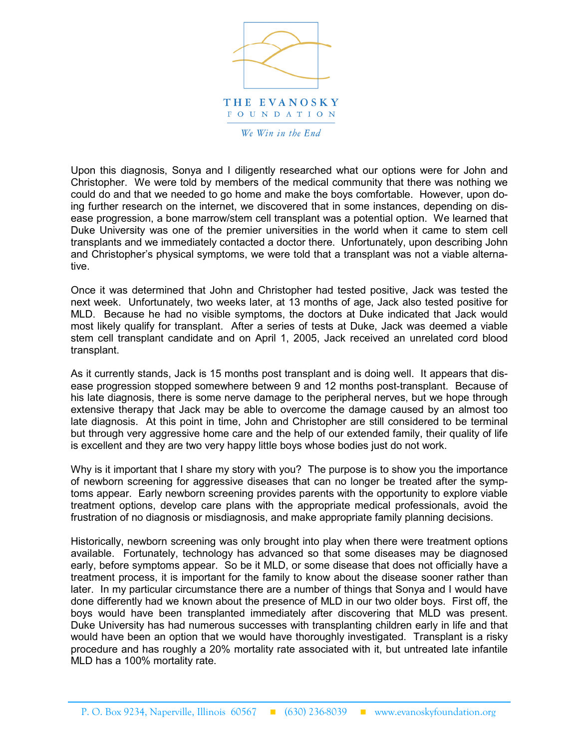THE EVANOSKY FOUNDATION

*We Win in the End*

Upon this diagnosis, Sonya and I diligently researched what our options were for John and Christopher. We were told by members of the medical community that there was nothing we could do and that we needed to go home and make the boys comfortable. However, upon doing further research on the internet, we discovered that in some instances, depending on disease progression, a bone marrow/stem cell transplant was a potential option. We learned that Duke University was one of the premier universities in the world when it came to stem cell transplants and we immediately contacted a doctor there. Unfortunately, upon describing John and Christopher's physical symptoms, we were told that a transplant was not a viable alternative.

Once it was determined that John and Christopher had tested positive, Jack was tested the next week. Unfortunately, two weeks later, at 13 months of age, Jack also tested positive for MLD. Because he had no visible symptoms, the doctors at Duke indicated that Jack would most likely qualify for transplant. After a series of tests at Duke, Jack was deemed a viable stem cell transplant candidate and on April 1, 2005, Jack received an unrelated cord blood transplant.

As it currently stands, Jack is 15 months post transplant and is doing well. It appears that disease progression stopped somewhere between 9 and 12 months post-transplant. Because of his late diagnosis, there is some nerve damage to the peripheral nerves, but we hope through extensive therapy that Jack may be able to overcome the damage caused by an almost too late diagnosis. At this point in time, John and Christopher are still considered to be terminal but through very aggressive home care and the help of our extended family, their quality of life is excellent and they are two very happy little boys whose bodies just do not work.

Why is it important that I share my story with you? The purpose is to show you the importance of newborn screening for aggressive diseases that can no longer be treated after the symptoms appear. Early newborn screening provides parents with the opportunity to explore viable treatment options, develop care plans with the appropriate medical professionals, avoid the frustration of no diagnosis or misdiagnosis, and make appropriate family planning decisions.

Historically, newborn screening was only brought into play when there were treatment options available. Fortunately, technology has advanced so that some diseases may be diagnosed early, before symptoms appear. So be it MLD, or some disease that does not officially have a treatment process, it is important for the family to know about the disease sooner rather than later. In my particular circumstance there are a number of things that Sonya and I would have done differently had we known about the presence of MLD in our two older boys. First off, the boys would have been transplanted immediately after discovering that MLD was present. Duke University has had numerous successes with transplanting children early in life and that would have been an option that we would have thoroughly investigated. Transplant is a risky procedure and has roughly a 20% mortality rate associated with it, but untreated late infantile MLD has a 100% mortality rate.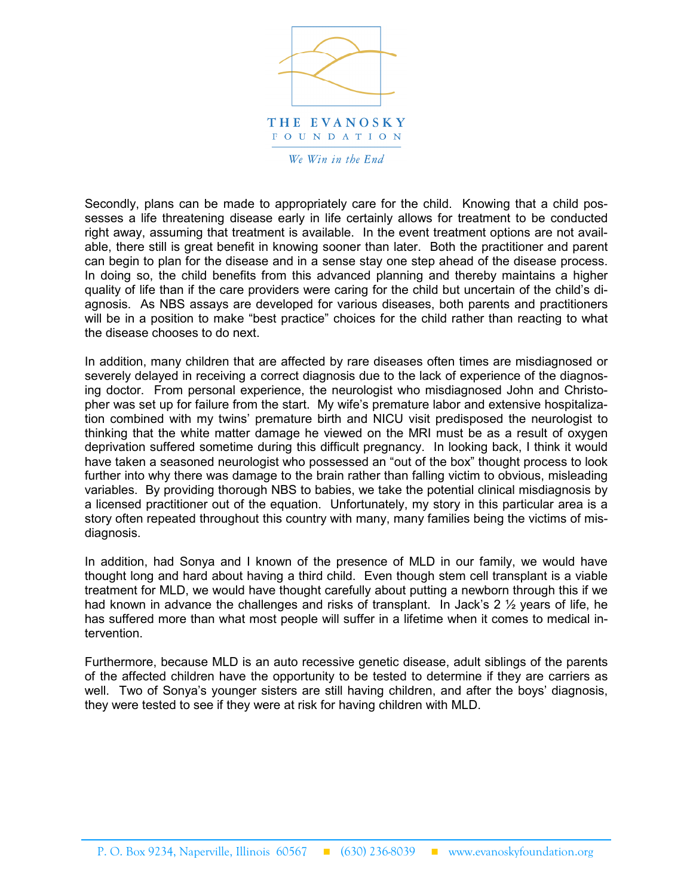Secondly, plans can be made to appropriately care for the child. Knowing that a child possesses a life threatening disease early in life certainly allows for treatment to be conducted right away, assuming that treatment is available. In the event treatment options are not available, there still is great benefit in knowing sooner than later. Both the practitioner and parent can begin to plan for the disease and in a sense stay one step ahead of the disease process. In doing so, the child benefits from this advanced planning and thereby maintains a higher quality of life than if the care providers were caring for the child but uncertain of the child's diagnosis. As NBS assays are developed for various diseases, both parents and practitioners will be in a position to make "best practice" choices for the child rather than reacting to what the disease chooses to do next.

In addition, many children that are affected by rare diseases often times are misdiagnosed or severely delayed in receiving a correct diagnosis due to the lack of experience of the diagnosing doctor. From personal experience, the neurologist who misdiagnosed John and Christopher was set up for failure from the start. My wife's premature labor and extensive hospitalization combined with my twins' premature birth and NICU visit predisposed the neurologist to thinking that the white matter damage he viewed on the MRI must be as a result of oxygen deprivation suffered sometime during this difficult pregnancy. In looking back, I think it would have taken a seasoned neurologist who possessed an "out of the box" thought process to look further into why there was damage to the brain rather than falling victim to obvious, misleading variables. By providing thorough NBS to babies, we take the potential clinical misdiagnosis by a licensed practitioner out of the equation. Unfortunately, my story in this particular area is a story often repeated throughout this country with many, many families being the victims of misdiagnosis.

In addition, had Sonya and I known of the presence of MLD in our family, we would have thought long and hard about having a third child. Even though stem cell transplant is a viable treatment for MLD, we would have thought carefully about putting a newborn through this if we had known in advance the challenges and risks of transplant. In Jack's 2 ½ years of life, he has suffered more than what most people will suffer in a lifetime when it comes to medical intervention.

Furthermore, because MLD is an auto recessive genetic disease, adult siblings of the parents of the affected children have the opportunity to be tested to determine if they are carriers as well. Two of Sonya's younger sisters are still having children, and after the boys' diagnosis, they were tested to see if they were at risk for having children with MLD.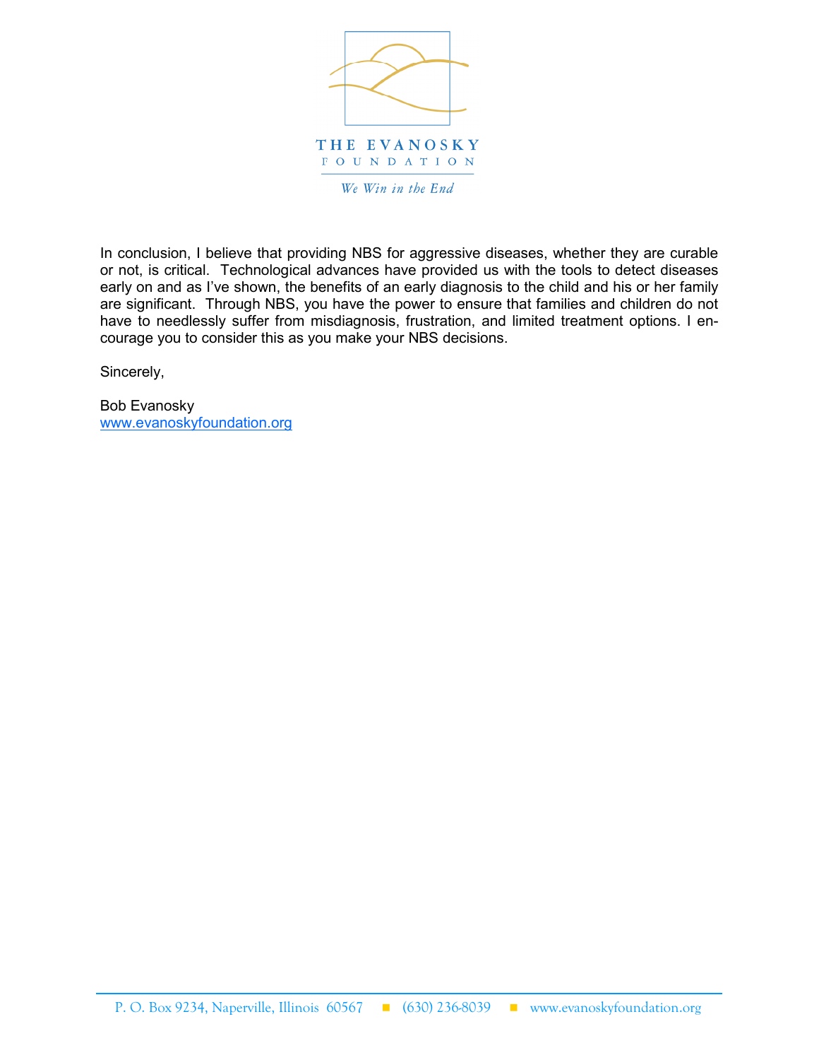THE EVANOSKY FOUNDATION

*We Win in the End*

In conclusion, I believe that providing NBS for aggressive diseases, whether they are curable or not, is critical. Technological advances have provided us with the tools to detect diseases early on and as I've shown, the benefits of an early diagnosis to the child and his or her family are significant. Through NBS, you have the power to ensure that families and children do not have to needlessly suffer from misdiagnosis, frustration, and limited treatment options. I encourage you to consider this as you make your NBS decisions.

Sincerely,

Bob Evanosky
www.evanoskyfoundation.org

P. O. Box 9234, Naperville, Illinois 60567 ■ (630) 236-8039 ■ www.evanoskyfoundation.org